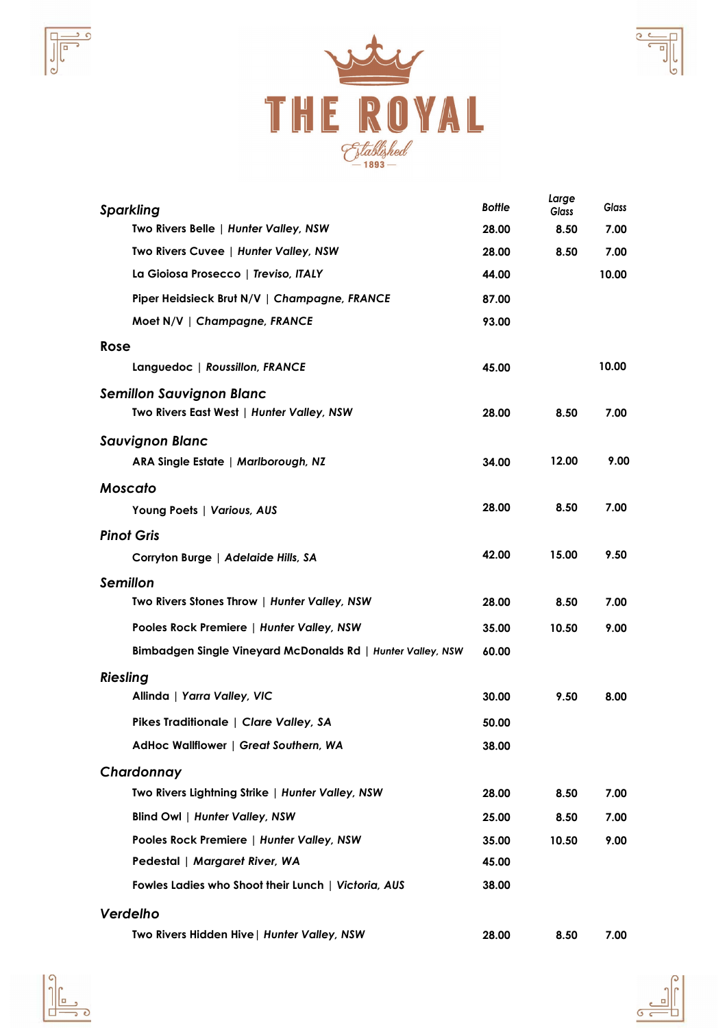# THE ROYAL

Established 1893

| | Bottle | Large Glass | Glass |
|---|---|---|---|
| ***Sparkling*** | | | |
| Two Rivers Belle \| *Hunter Valley, NSW* | 28.00 | 8.50 | 7.00 |
| Two Rivers Cuvee \| *Hunter Valley, NSW* | 28.00 | 8.50 | 7.00 |
| La Gioiosa Prosecco \| *Treviso, ITALY* | 44.00 | | 10.00 |
| Piper Heidsieck Brut N/V \| *Champagne, FRANCE* | 87.00 | | |
| Moet N/V \| *Champagne, FRANCE* | 93.00 | | |
| **Rose** | | | |
| Languedoc \| *Roussillon, FRANCE* | 45.00 | | 10.00 |
| ***Semillon Sauvignon Blanc*** | | | |
| Two Rivers East West \| *Hunter Valley, NSW* | 28.00 | 8.50 | 7.00 |
| ***Sauvignon Blanc*** | | | |
| ARA Single Estate \| *Marlborough, NZ* | 34.00 | 12.00 | 9.00 |
| ***Moscato*** | | | |
| Young Poets \| *Various, AUS* | 28.00 | 8.50 | 7.00 |
| ***Pinot Gris*** | | | |
| Corryton Burge \| *Adelaide Hills, SA* | 42.00 | 15.00 | 9.50 |
| ***Semillon*** | | | |
| Two Rivers Stones Throw \| *Hunter Valley, NSW* | 28.00 | 8.50 | 7.00 |
| Pooles Rock Premiere \| *Hunter Valley, NSW* | 35.00 | 10.50 | 9.00 |
| Bimbadgen Single Vineyard McDonalds Rd \| *Hunter Valley, NSW* | 60.00 | | |
| ***Riesling*** | | | |
| Allinda \| *Yarra Valley, VIC* | 30.00 | 9.50 | 8.00 |
| Pikes Traditionale \| *Clare Valley, SA* | 50.00 | | |
| AdHoc Wallflower \| *Great Southern, WA* | 38.00 | | |
| ***Chardonnay*** | | | |
| Two Rivers Lightning Strike \| *Hunter Valley, NSW* | 28.00 | 8.50 | 7.00 |
| Blind Owl \| *Hunter Valley, NSW* | 25.00 | 8.50 | 7.00 |
| Pooles Rock Premiere \| *Hunter Valley, NSW* | 35.00 | 10.50 | 9.00 |
| Pedestal \| *Margaret River, WA* | 45.00 | | |
| Fowles Ladies who Shoot their Lunch \| *Victoria, AUS* | 38.00 | | |
| ***Verdelho*** | | | |
| Two Rivers Hidden Hive \| *Hunter Valley, NSW* | 28.00 | 8.50 | 7.00 |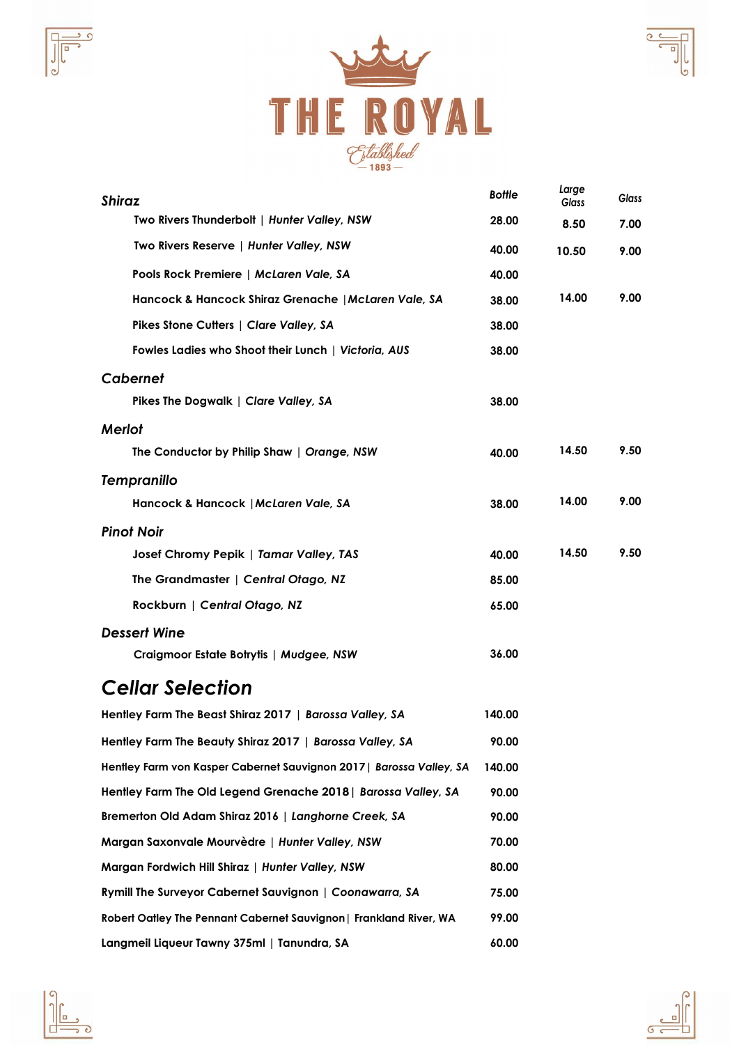# THE ROYAL

Established
— 1893 —

| Shiraz | Bottle | Large Glass | Glass |
|---|---|---|---|
| Two Rivers Thunderbolt \| *Hunter Valley, NSW* | 28.00 | 8.50 | 7.00 |
| Two Rivers Reserve \| *Hunter Valley, NSW* | 40.00 | 10.50 | 9.00 |
| Pools Rock Premiere \| *McLaren Vale, SA* | 40.00 | | |
| Hancock & Hancock Shiraz Grenache \| *McLaren Vale, SA* | 38.00 | 14.00 | 9.00 |
| Pikes Stone Cutters \| *Clare Valley, SA* | 38.00 | | |
| Fowles Ladies who Shoot their Lunch \| *Victoria, AUS* | 38.00 | | |
| ***Cabernet*** | | | |
| Pikes The Dogwalk \| *Clare Valley, SA* | 38.00 | | |
| ***Merlot*** | | | |
| The Conductor by Philip Shaw \| *Orange, NSW* | 40.00 | 14.50 | 9.50 |
| ***Tempranillo*** | | | |
| Hancock & Hancock \| *McLaren Vale, SA* | 38.00 | 14.00 | 9.00 |
| ***Pinot Noir*** | | | |
| Josef Chromy Pepik \| *Tamar Valley, TAS* | 40.00 | 14.50 | 9.50 |
| The Grandmaster \| *Central Otago, NZ* | 85.00 | | |
| Rockburn \| *Central Otago, NZ* | 65.00 | | |
| ***Dessert Wine*** | | | |
| Craigmoor Estate Botrytis \| *Mudgee, NSW* | 36.00 | | |

## *Cellar Selection*

| | |
|---|---|
| Hentley Farm The Beast Shiraz 2017 \| *Barossa Valley, SA* | 140.00 |
| Hentley Farm The Beauty Shiraz 2017 \| *Barossa Valley, SA* | 90.00 |
| Hentley Farm von Kasper Cabernet Sauvignon 2017 \| *Barossa Valley, SA* | 140.00 |
| Hentley Farm The Old Legend Grenache 2018 \| *Barossa Valley, SA* | 90.00 |
| Bremerton Old Adam Shiraz 2016 \| *Langhorne Creek, SA* | 90.00 |
| Margan Saxonvale Mourvèdre \| *Hunter Valley, NSW* | 70.00 |
| Margan Fordwich Hill Shiraz \| *Hunter Valley, NSW* | 80.00 |
| Rymill The Surveyor Cabernet Sauvignon \| *Coonawarra, SA* | 75.00 |
| Robert Oatley The Pennant Cabernet Sauvignon \| Frankland River, WA | 99.00 |
| Langmeil Liqueur Tawny 375ml \| Tanundra, SA | 60.00 |